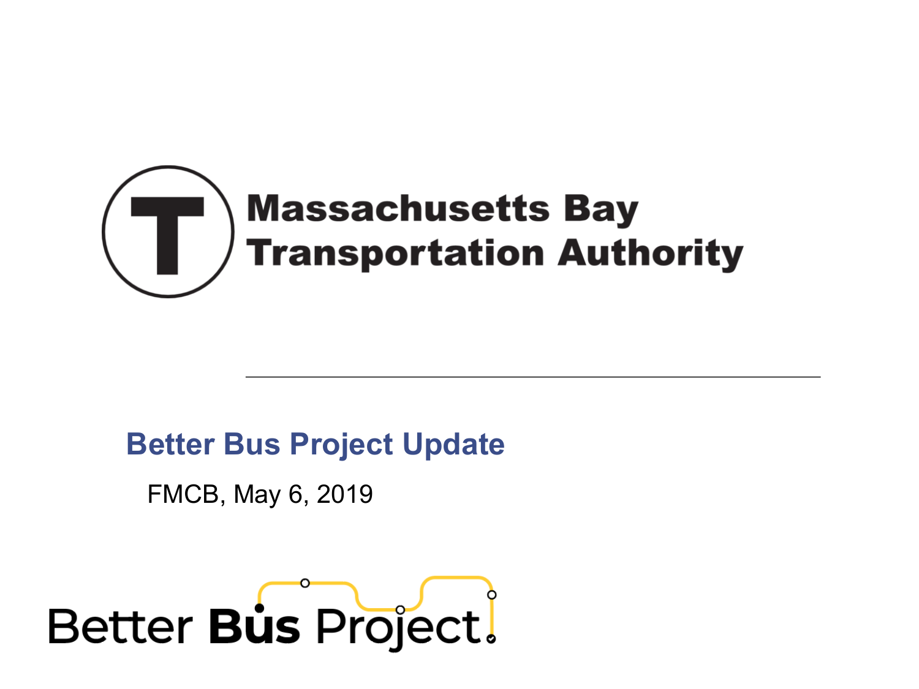Massachusetts Bay Transportation Authority

# Better Bus Project Update

FMCB, May 6, 2019

Better Bus Project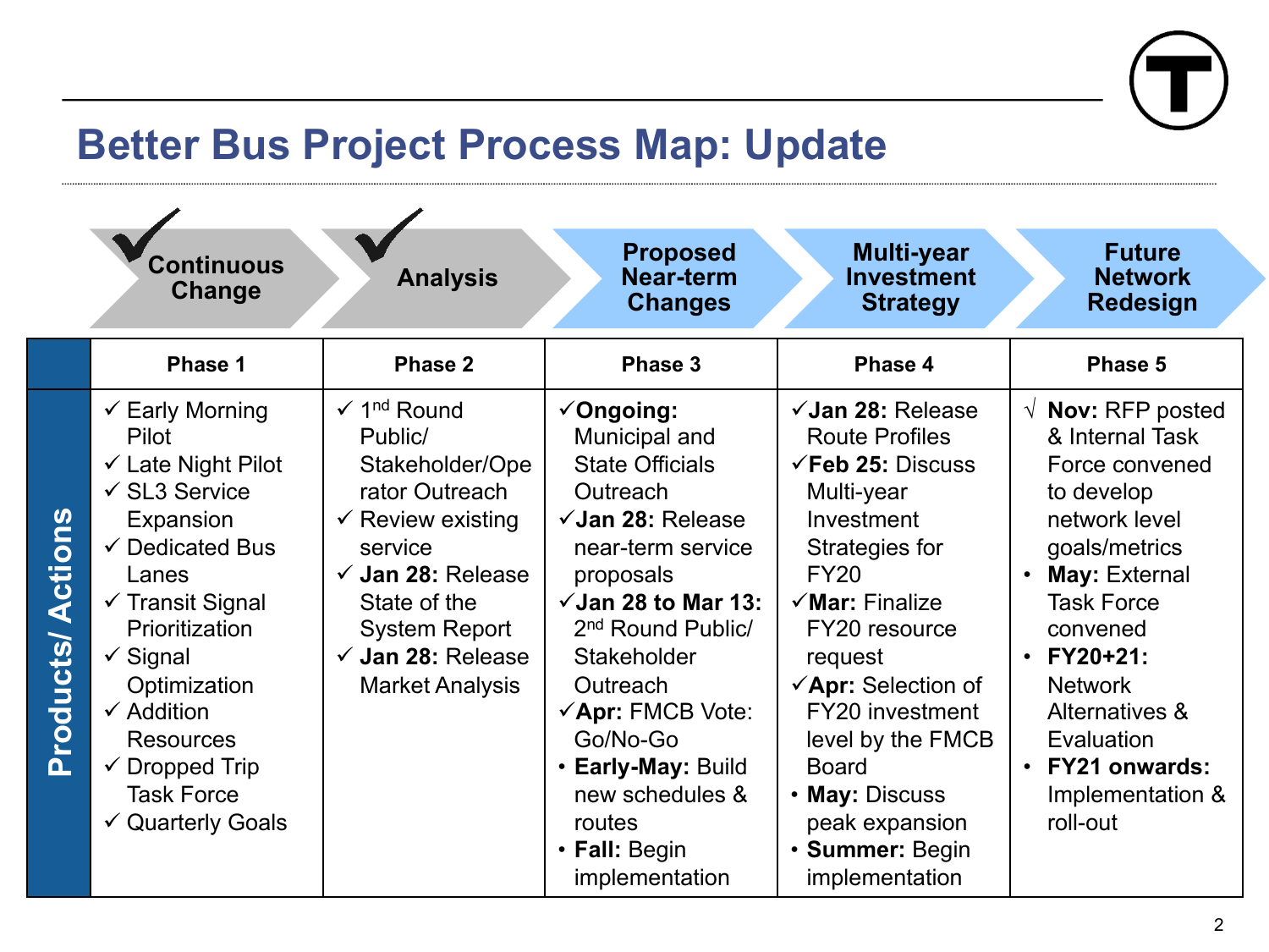# Better Bus Project Process Map: Update

| | ✓ Continuous Change | ✓ Analysis | Proposed Near-term Changes | Multi-year Investment Strategy | Future Network Redesign |
|---|---|---|---|---|---|
| **Products/ Actions** | **Phase 1** | **Phase 2** | **Phase 3** | **Phase 4** | **Phase 5** |
| | ✓ Early Morning Pilot<br>✓ Late Night Pilot<br>✓ SL3 Service Expansion<br>✓ Dedicated Bus Lanes<br>✓ Transit Signal Prioritization<br>✓ Signal Optimization<br>✓ Addition Resources<br>✓ Dropped Trip Task Force<br>✓ Quarterly Goals | ✓ 1st Round Public/ Stakeholder/Operator Outreach<br>✓ Review existing service<br>✓ **Jan 28:** Release State of the System Report<br>✓ **Jan 28:** Release Market Analysis | ✓**Ongoing:** Municipal and State Officials Outreach<br>✓**Jan 28:** Release near-term service proposals<br>✓**Jan 28 to Mar 13:** 2nd Round Public/ Stakeholder Outreach<br>✓**Apr:** FMCB Vote: Go/No-Go<br>• **Early-May:** Build new schedules & routes<br>• **Fall:** Begin implementation | ✓**Jan 28:** Release Route Profiles<br>✓**Feb 25:** Discuss Multi-year Investment Strategies for FY20<br>✓**Mar:** Finalize FY20 resource request<br>✓**Apr:** Selection of FY20 investment level by the FMCB Board<br>• **May:** Discuss peak expansion<br>• **Summer:** Begin implementation | √ **Nov:** RFP posted & Internal Task Force convened to develop network level goals/metrics<br>• **May:** External Task Force convened<br>• **FY20+21:** Network Alternatives & Evaluation<br>• **FY21 onwards:** Implementation & roll-out |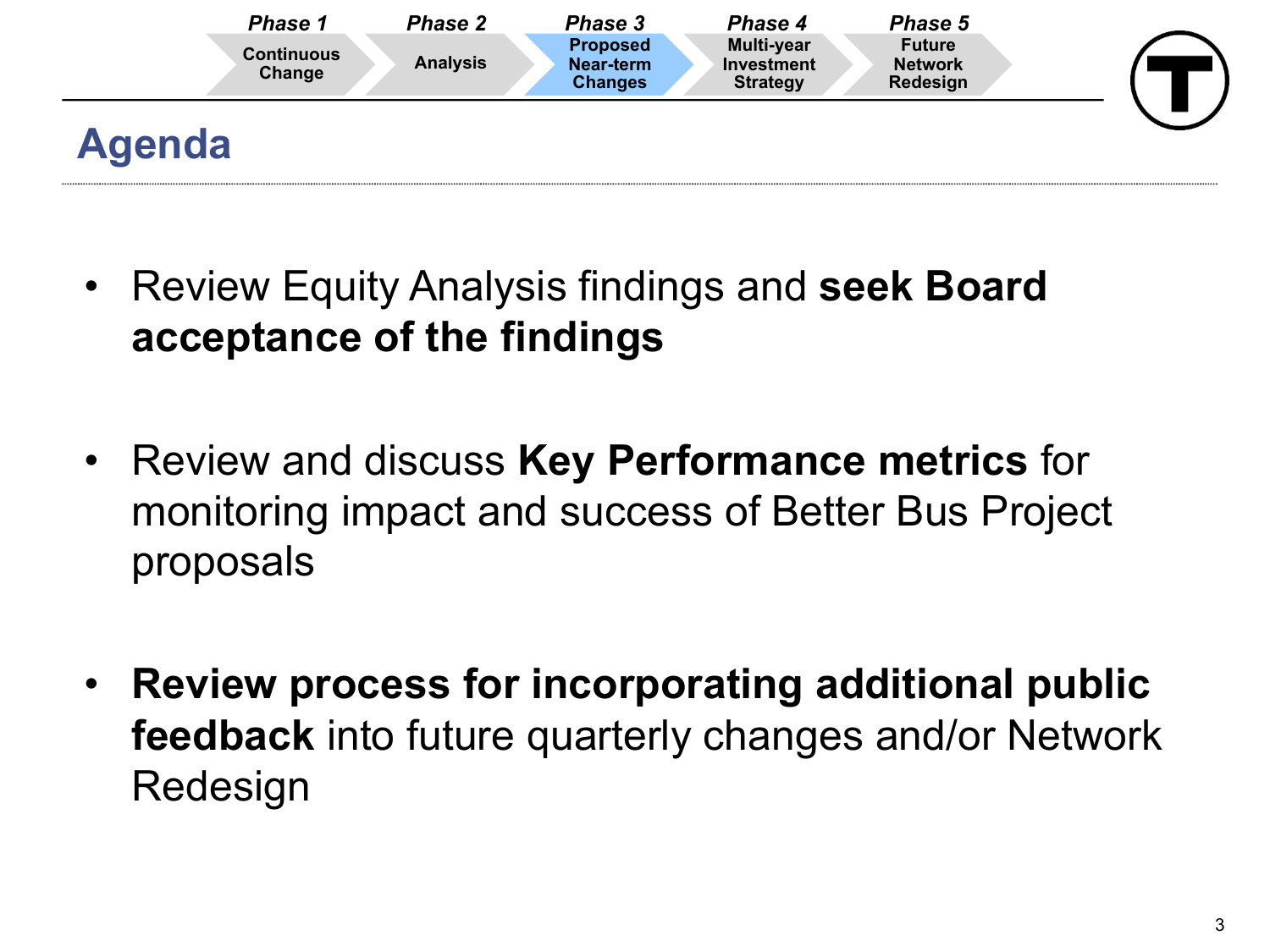| Phase 1 | Phase 2 | Phase 3 | Phase 4 | Phase 5 |
|---|---|---|---|---|
| Continuous Change | Analysis | Proposed Near-term Changes | Multi-year Investment Strategy | Future Network Redesign |

## Agenda

- Review Equity Analysis findings and **seek Board acceptance of the findings**
- Review and discuss **Key Performance metrics** for monitoring impact and success of Better Bus Project proposals
- **Review process for incorporating additional public feedback** into future quarterly changes and/or Network Redesign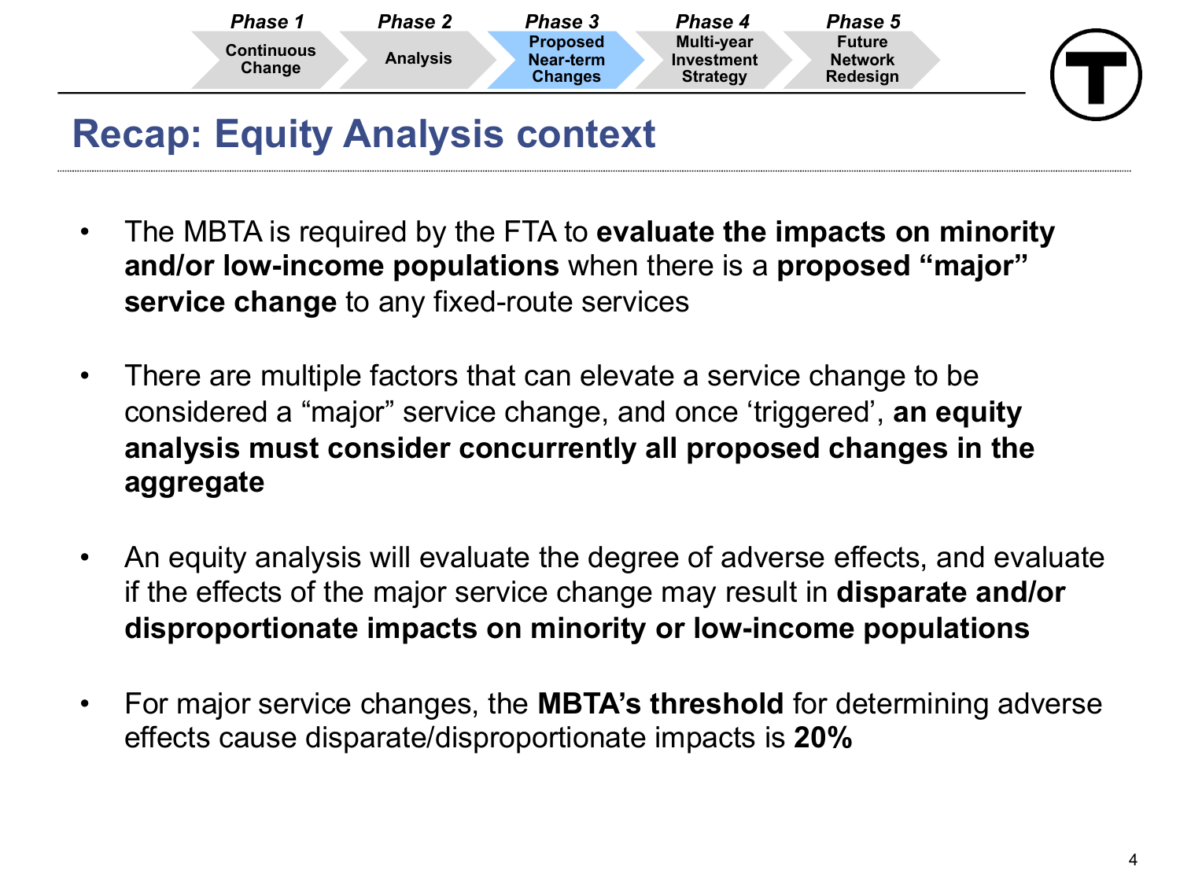| Phase 1 | Phase 2 | Phase 3 | Phase 4 | Phase 5 |
|---|---|---|---|---|
| Continuous Change | Analysis | Proposed Near-term Changes | Multi-year Investment Strategy | Future Network Redesign |

# Recap: Equity Analysis context

- The MBTA is required by the FTA to **evaluate the impacts on minority and/or low-income populations** when there is a **proposed "major" service change** to any fixed-route services

- There are multiple factors that can elevate a service change to be considered a "major" service change, and once 'triggered', **an equity analysis must consider concurrently all proposed changes in the aggregate**

- An equity analysis will evaluate the degree of adverse effects, and evaluate if the effects of the major service change may result in **disparate and/or disproportionate impacts on minority or low-income populations**

- For major service changes, the **MBTA's threshold** for determining adverse effects cause disparate/disproportionate impacts is **20%**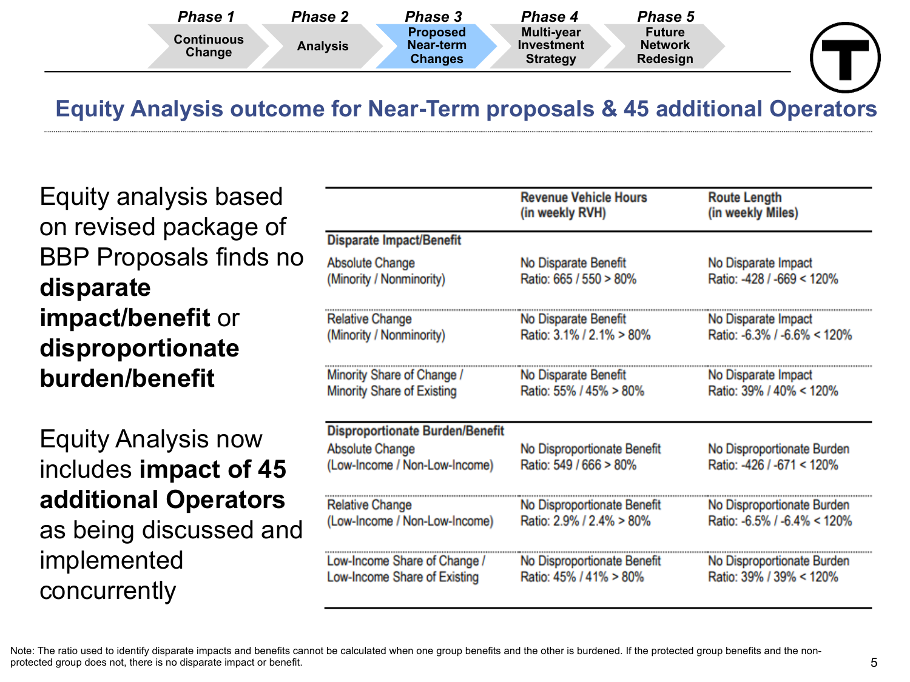Phase 1 Continuous Change | Phase 2 Analysis | **Phase 3 Proposed Near-term Changes** | Phase 4 Multi-year Investment Strategy | Phase 5 Future Network Redesign

## Equity Analysis outcome for Near-Term proposals & 45 additional Operators

Equity analysis based on revised package of BBP Proposals finds no **disparate impact/benefit** or **disproportionate burden/benefit**

Equity Analysis now includes **impact of 45 additional Operators** as being discussed and implemented concurrently

| | Revenue Vehicle Hours (in weekly RVH) | Route Length (in weekly Miles) |
|---|---|---|
| **Disparate Impact/Benefit** | | |
| Absolute Change (Minority / Nonminority) | No Disparate Benefit Ratio: 665 / 550 > 80% | No Disparate Impact Ratio: -428 / -669 < 120% |
| Relative Change (Minority / Nonminority) | No Disparate Benefit Ratio: 3.1% / 2.1% > 80% | No Disparate Impact Ratio: -6.3% / -6.6% < 120% |
| Minority Share of Change / Minority Share of Existing | No Disparate Benefit Ratio: 55% / 45% > 80% | No Disparate Impact Ratio: 39% / 40% < 120% |
| **Disproportionate Burden/Benefit** | | |
| Absolute Change (Low-Income / Non-Low-Income) | No Disproportionate Benefit Ratio: 549 / 666 > 80% | No Disproportionate Burden Ratio: -426 / -671 < 120% |
| Relative Change (Low-Income / Non-Low-Income) | No Disproportionate Benefit Ratio: 2.9% / 2.4% > 80% | No Disproportionate Burden Ratio: -6.5% / -6.4% < 120% |
| Low-Income Share of Change / Low-Income Share of Existing | No Disproportionate Benefit Ratio: 45% / 41% > 80% | No Disproportionate Burden Ratio: 39% / 39% < 120% |

Note: The ratio used to identify disparate impacts and benefits cannot be calculated when one group benefits and the other is burdened. If the protected group benefits and the non-protected group does not, there is no disparate impact or benefit.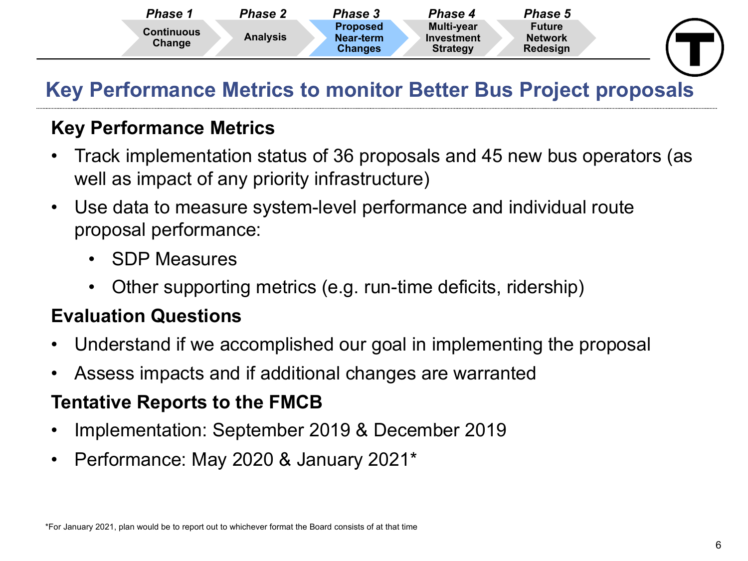Phase 1 — Continuous Change | Phase 2 — Analysis | **Phase 3 — Proposed Near-term Changes** | Phase 4 — Multi-year Investment Strategy | Phase 5 — Future Network Redesign

# Key Performance Metrics to monitor Better Bus Project proposals

## Key Performance Metrics

- Track implementation status of 36 proposals and 45 new bus operators (as well as impact of any priority infrastructure)
- Use data to measure system-level performance and individual route proposal performance:
  - SDP Measures
  - Other supporting metrics (e.g. run-time deficits, ridership)

## Evaluation Questions

- Understand if we accomplished our goal in implementing the proposal
- Assess impacts and if additional changes are warranted

## Tentative Reports to the FMCB

- Implementation: September 2019 & December 2019
- Performance: May 2020 & January 2021*

*For January 2021, plan would be to report out to whichever format the Board consists of at that time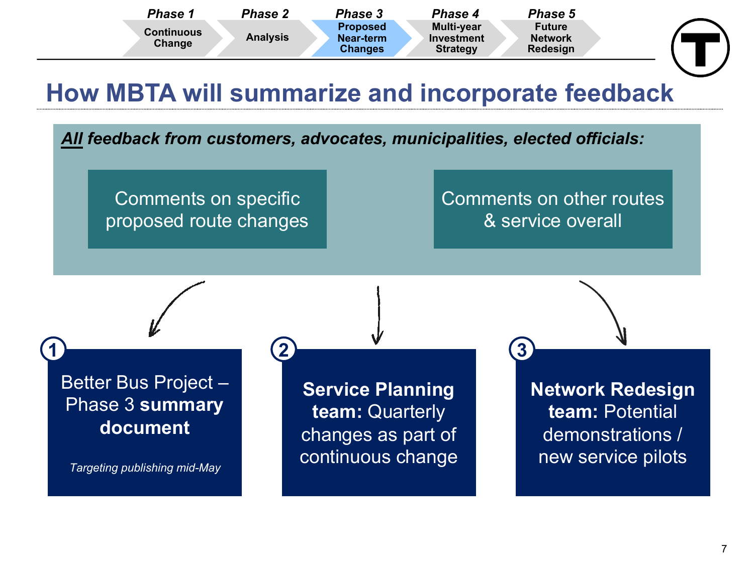**Phase 1** Continuous Change | **Phase 2** Analysis | **Phase 3** Proposed Near-term Changes | **Phase 4** Multi-year Investment Strategy | **Phase 5** Future Network Redesign

# How MBTA will summarize and incorporate feedback

***All* feedback from customers, advocates, municipalities, elected officials:**

- Comments on specific proposed route changes
- Comments on other routes & service overall

1. Better Bus Project – Phase 3 **summary document**

   *Targeting publishing mid-May*

2. **Service Planning team:** Quarterly changes as part of continuous change

3. **Network Redesign team:** Potential demonstrations / new service pilots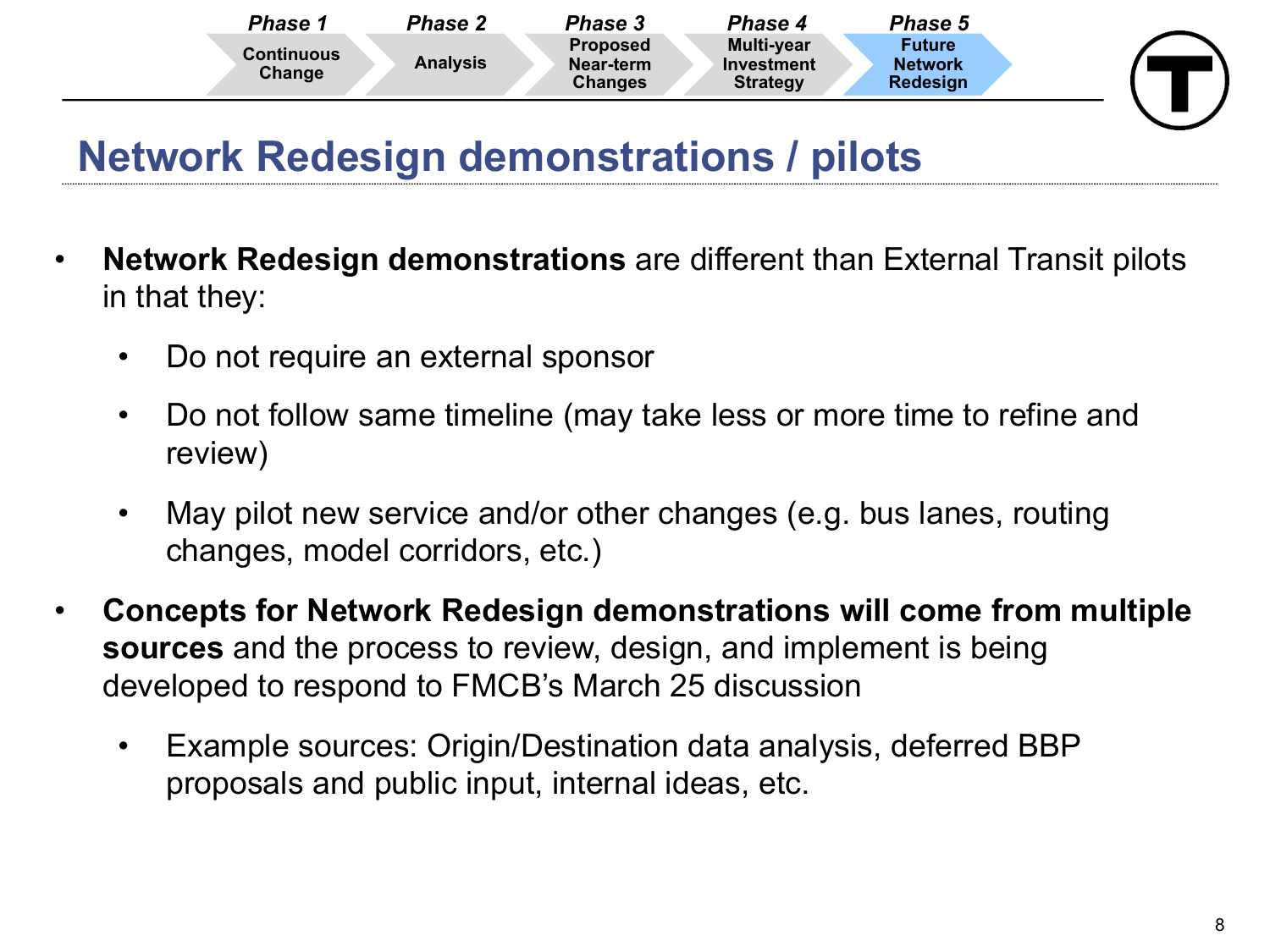Phase 1 Continuous Change | Phase 2 Analysis | Phase 3 Proposed Near-term Changes | Phase 4 Multi-year Investment Strategy | **Phase 5 Future Network Redesign**

# Network Redesign demonstrations / pilots

- **Network Redesign demonstrations** are different than External Transit pilots in that they:
  - Do not require an external sponsor
  - Do not follow same timeline (may take less or more time to refine and review)
  - May pilot new service and/or other changes (e.g. bus lanes, routing changes, model corridors, etc.)
- **Concepts for Network Redesign demonstrations will come from multiple sources** and the process to review, design, and implement is being developed to respond to FMCB's March 25 discussion
  - Example sources: Origin/Destination data analysis, deferred BBP proposals and public input, internal ideas, etc.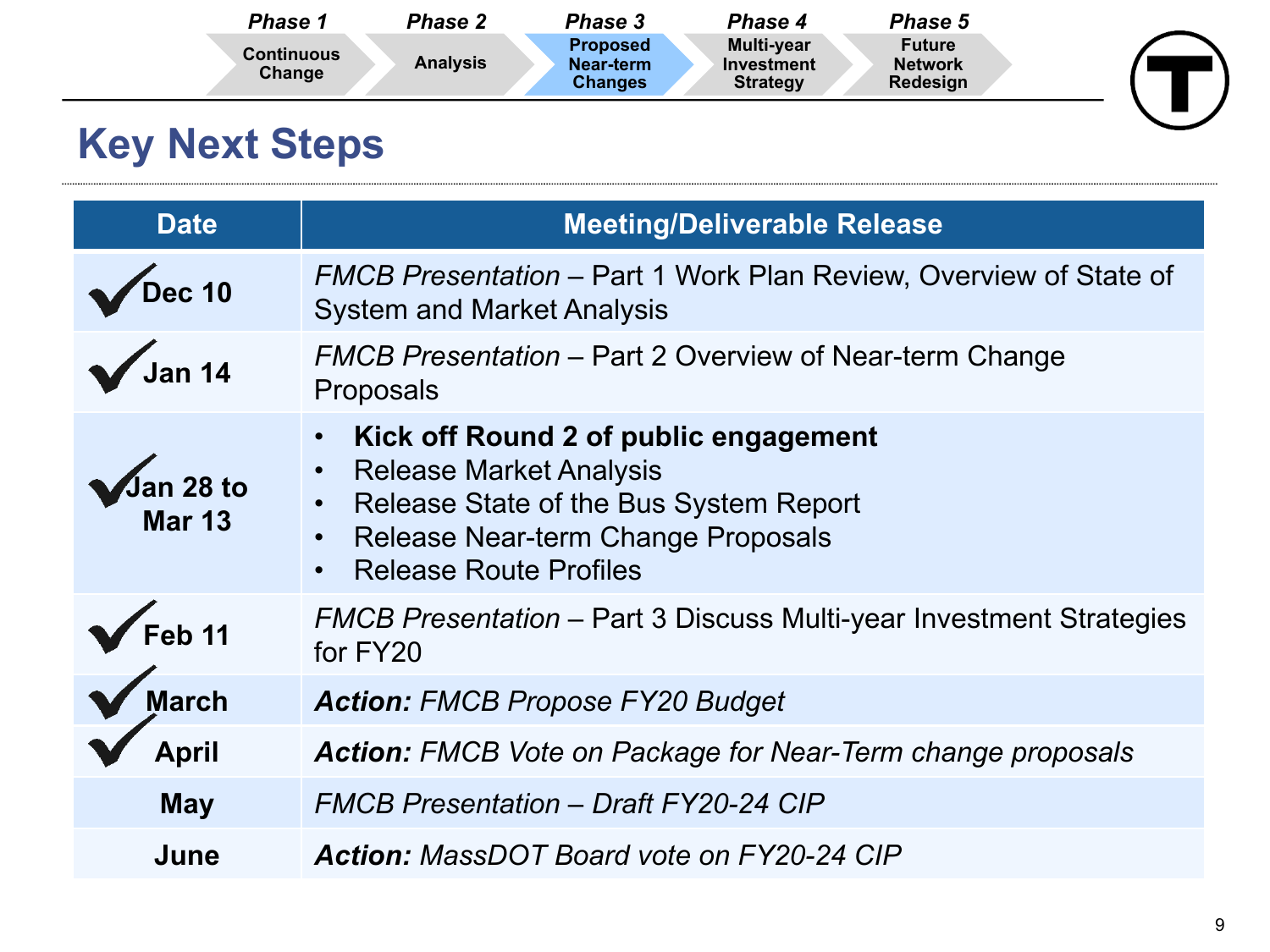Phase 1 Continuous Change | Phase 2 Analysis | **Phase 3 Proposed Near-term Changes** | Phase 4 Multi-year Investment Strategy | Phase 5 Future Network Redesign

# Key Next Steps

| Date | Meeting/Deliverable Release |
|---|---|
| ✓ Dec 10 | *FMCB Presentation* – Part 1 Work Plan Review, Overview of State of System and Market Analysis |
| ✓ Jan 14 | *FMCB Presentation* – Part 2 Overview of Near-term Change Proposals |
| ✓ Jan 28 to Mar 13 | • **Kick off Round 2 of public engagement**<br>• Release Market Analysis<br>• Release State of the Bus System Report<br>• Release Near-term Change Proposals<br>• Release Route Profiles |
| ✓ Feb 11 | *FMCB Presentation* – Part 3 Discuss Multi-year Investment Strategies for FY20 |
| ✓ March | ***Action:*** *FMCB Propose FY20 Budget* |
| ✓ April | ***Action:*** *FMCB Vote on Package for Near-Term change proposals* |
| May | *FMCB Presentation – Draft FY20-24 CIP* |
| June | ***Action:*** *MassDOT Board vote on FY20-24 CIP* |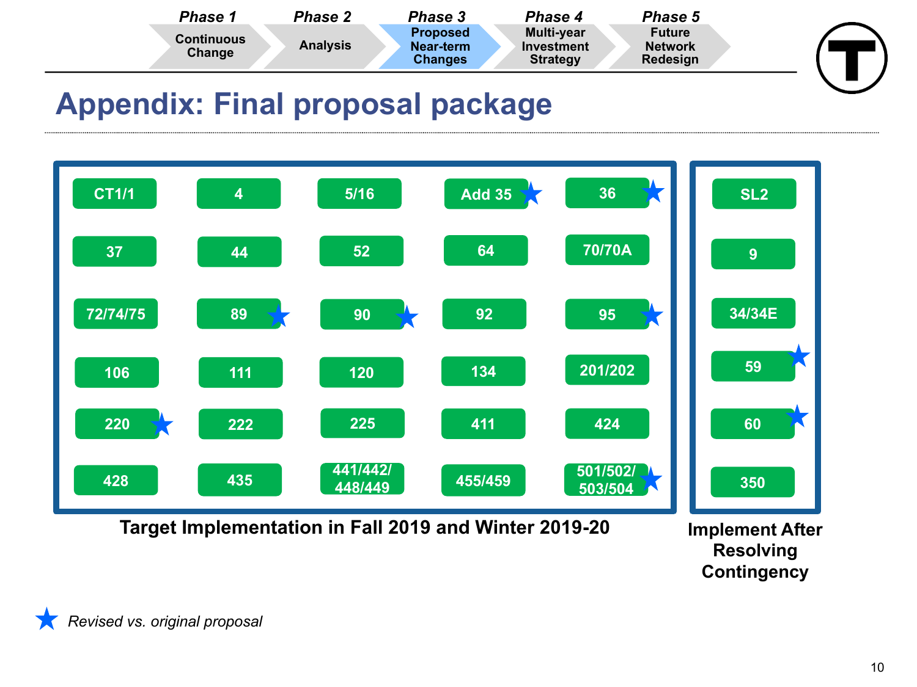Phase 1: Continuous Change | Phase 2: Analysis | **Phase 3: Proposed Near-term Changes** | Phase 4: Multi-year Investment Strategy | Phase 5: Future Network Redesign

# Appendix: Final proposal package

**Target Implementation in Fall 2019 and Winter 2019-20**

| | | | | |
|---|---|---|---|---|
| CT1/1 | 4 | 5/16 | Add 35 ★ | 36 ★ |
| 37 | 44 | 52 | 64 | 70/70A |
| 72/74/75 | 89 ★ | 90 ★ | 92 | 95 ★ |
| 106 | 111 | 120 | 134 | 201/202 |
| 220 ★ | 222 | 225 | 411 | 424 |
| 428 | 435 | 441/442/448/449 | 455/459 | 501/502/503/504 ★ |

**Implement After Resolving Contingency**

- SL2
- 9
- 34/34E
- 59 ★
- 60 ★
- 350

★ *Revised vs. original proposal*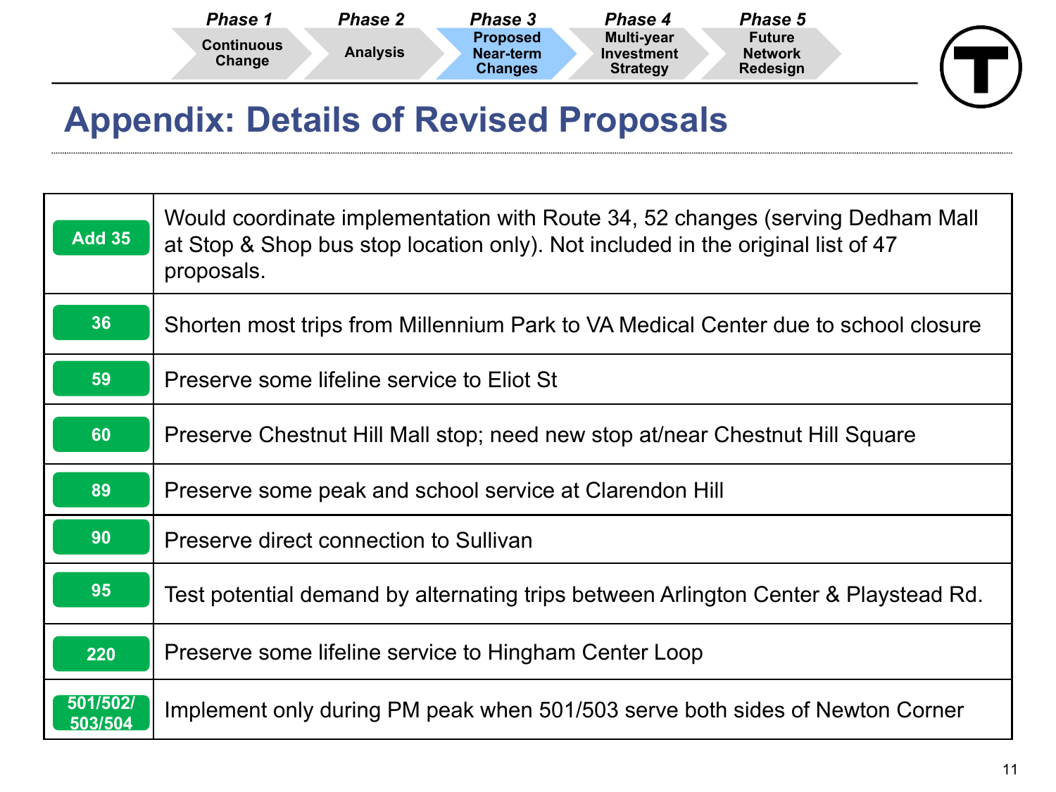Phase 1: Continuous Change | Phase 2: Analysis | **Phase 3: Proposed Near-term Changes** | Phase 4: Multi-year Investment Strategy | Phase 5: Future Network Redesign

# Appendix: Details of Revised Proposals

| Route | Details |
|---|---|
| Add 35 | Would coordinate implementation with Route 34, 52 changes (serving Dedham Mall at Stop & Shop bus stop location only). Not included in the original list of 47 proposals. |
| 36 | Shorten most trips from Millennium Park to VA Medical Center due to school closure |
| 59 | Preserve some lifeline service to Eliot St |
| 60 | Preserve Chestnut Hill Mall stop; need new stop at/near Chestnut Hill Square |
| 89 | Preserve some peak and school service at Clarendon Hill |
| 90 | Preserve direct connection to Sullivan |
| 95 | Test potential demand by alternating trips between Arlington Center & Playstead Rd. |
| 220 | Preserve some lifeline service to Hingham Center Loop |
| 501/502/503/504 | Implement only during PM peak when 501/503 serve both sides of Newton Corner |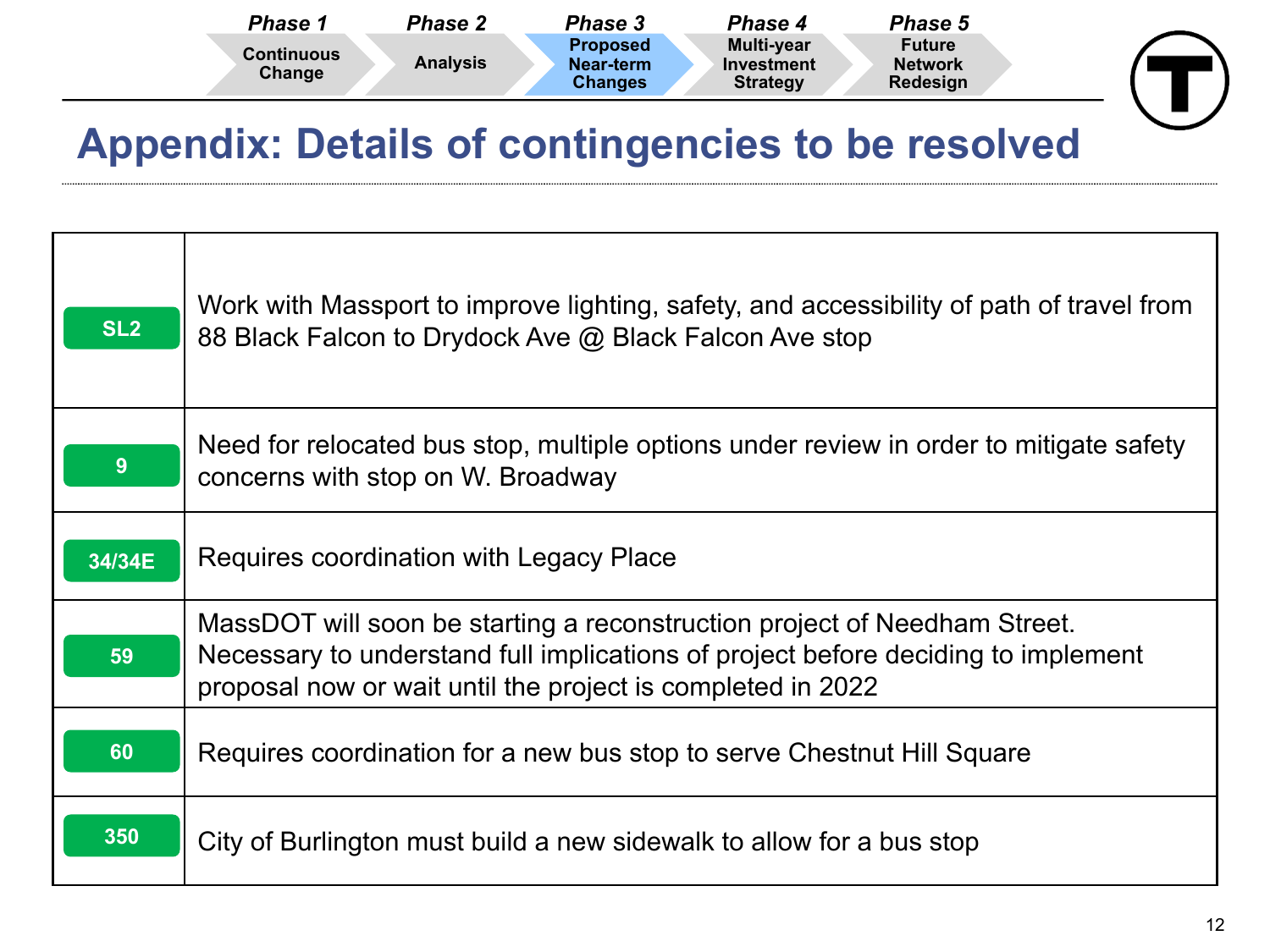Phase 1 Continuous Change | Phase 2 Analysis | Phase 3 Proposed Near-term Changes | Phase 4 Multi-year Investment Strategy | Phase 5 Future Network Redesign

# Appendix: Details of contingencies to be resolved

| Route | Details |
|---|---|
| SL2 | Work with Massport to improve lighting, safety, and accessibility of path of travel from 88 Black Falcon to Drydock Ave @ Black Falcon Ave stop |
| 9 | Need for relocated bus stop, multiple options under review in order to mitigate safety concerns with stop on W. Broadway |
| 34/34E | Requires coordination with Legacy Place |
| 59 | MassDOT will soon be starting a reconstruction project of Needham Street. Necessary to understand full implications of project before deciding to implement proposal now or wait until the project is completed in 2022 |
| 60 | Requires coordination for a new bus stop to serve Chestnut Hill Square |
| 350 | City of Burlington must build a new sidewalk to allow for a bus stop |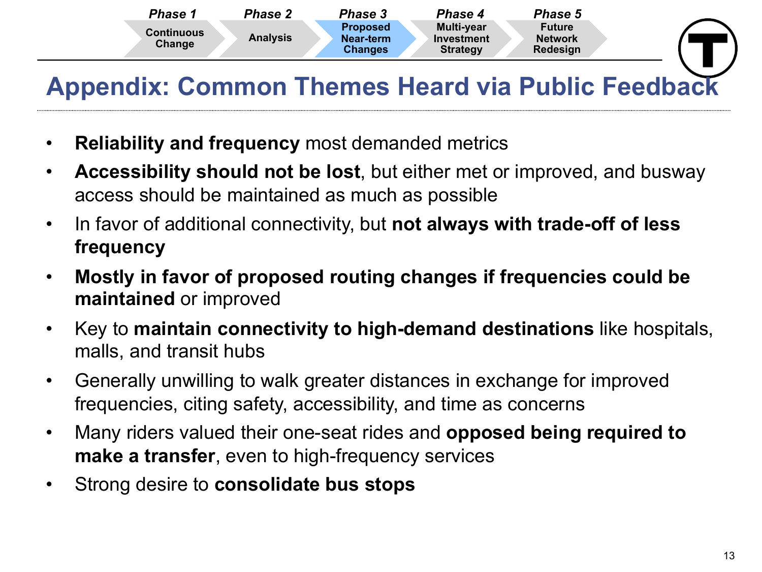| Phase 1 | Phase 2 | Phase 3 | Phase 4 | Phase 5 |
| --- | --- | --- | --- | --- |
| Continuous Change | Analysis | Proposed Near-term Changes | Multi-year Investment Strategy | Future Network Redesign |

# Appendix: Common Themes Heard via Public Feedback

- **Reliability and frequency** most demanded metrics
- **Accessibility should not be lost**, but either met or improved, and busway access should be maintained as much as possible
- In favor of additional connectivity, but **not always with trade-off of less frequency**
- **Mostly in favor of proposed routing changes if frequencies could be maintained** or improved
- Key to **maintain connectivity to high-demand destinations** like hospitals, malls, and transit hubs
- Generally unwilling to walk greater distances in exchange for improved frequencies, citing safety, accessibility, and time as concerns
- Many riders valued their one-seat rides and **opposed being required to make a transfer**, even to high-frequency services
- Strong desire to **consolidate bus stops**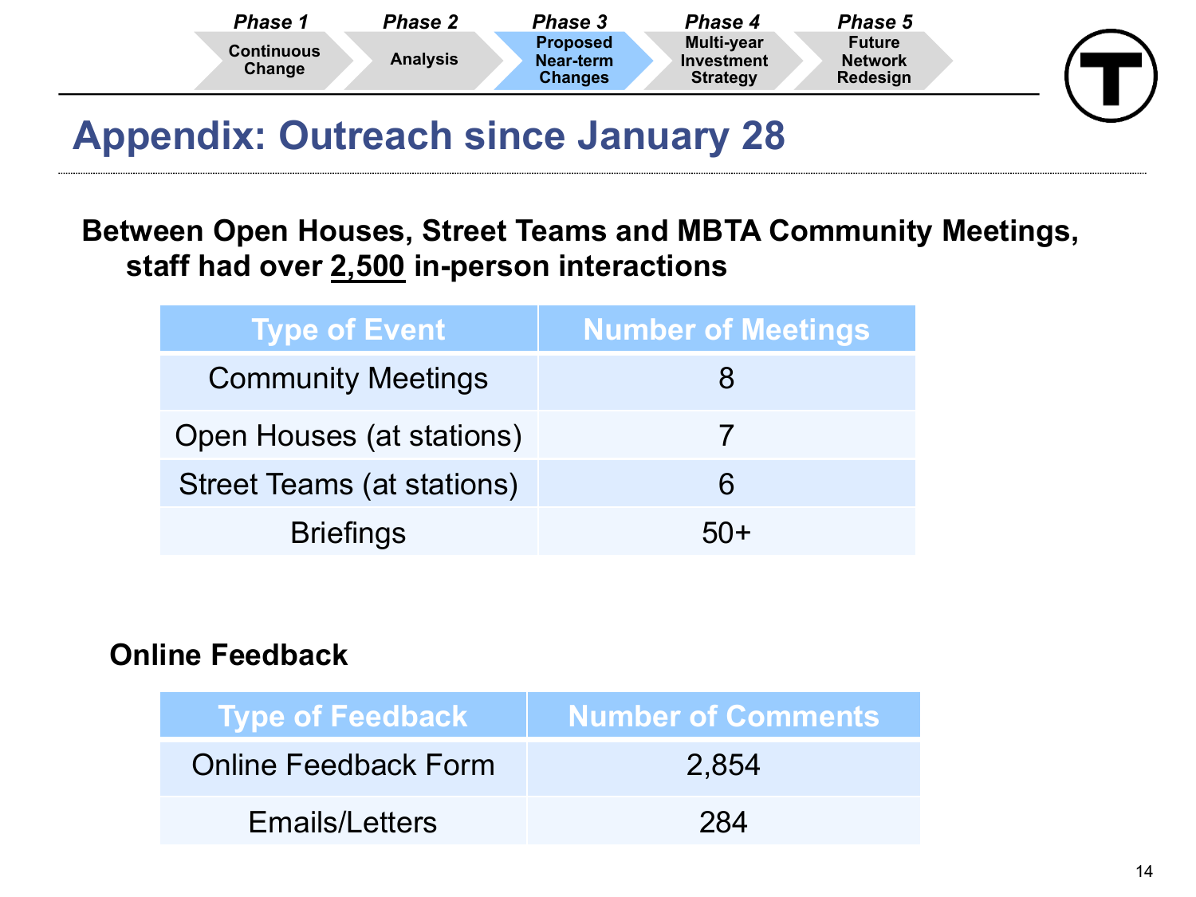Phase 1 Continuous Change | Phase 2 Analysis | Phase 3 Proposed Near-term Changes | Phase 4 Multi-year Investment Strategy | Phase 5 Future Network Redesign

# Appendix: Outreach since January 28

**Between Open Houses, Street Teams and MBTA Community Meetings, staff had over 2,500 in-person interactions**

| Type of Event | Number of Meetings |
|---|---|
| Community Meetings | 8 |
| Open Houses (at stations) | 7 |
| Street Teams (at stations) | 6 |
| Briefings | 50+ |

**Online Feedback**

| Type of Feedback | Number of Comments |
|---|---|
| Online Feedback Form | 2,854 |
| Emails/Letters | 284 |